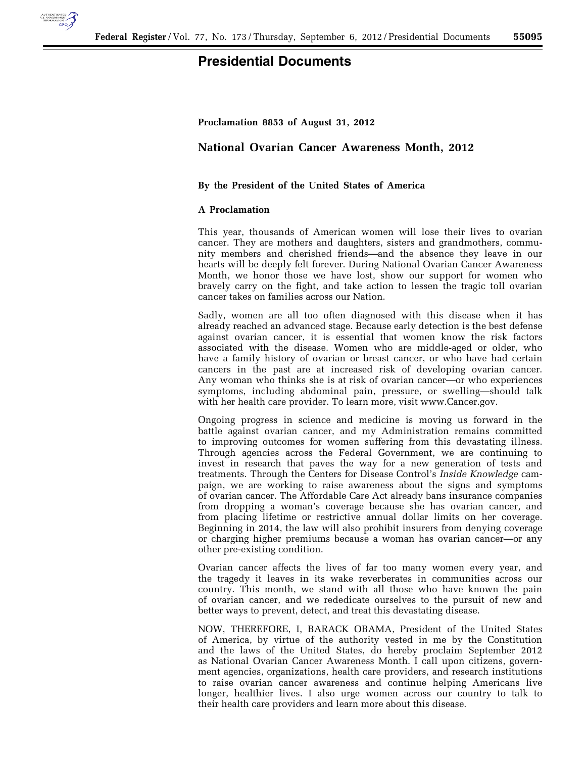# Presidential Documents

**Proclamation 8853 of August 31, 2012**

## National Ovarian Cancer Awareness Month, 2012

**By the President of the United States of America**

**A Proclamation**

This year, thousands of American women will lose their lives to ovarian cancer. They are mothers and daughters, sisters and grandmothers, community members and cherished friends—and the absence they leave in our hearts will be deeply felt forever. During National Ovarian Cancer Awareness Month, we honor those we have lost, show our support for women who bravely carry on the fight, and take action to lessen the tragic toll ovarian cancer takes on families across our Nation.

Sadly, women are all too often diagnosed with this disease when it has already reached an advanced stage. Because early detection is the best defense against ovarian cancer, it is essential that women know the risk factors associated with the disease. Women who are middle-aged or older, who have a family history of ovarian or breast cancer, or who have had certain cancers in the past are at increased risk of developing ovarian cancer. Any woman who thinks she is at risk of ovarian cancer—or who experiences symptoms, including abdominal pain, pressure, or swelling—should talk with her health care provider. To learn more, visit www.Cancer.gov.

Ongoing progress in science and medicine is moving us forward in the battle against ovarian cancer, and my Administration remains committed to improving outcomes for women suffering from this devastating illness. Through agencies across the Federal Government, we are continuing to invest in research that paves the way for a new generation of tests and treatments. Through the Centers for Disease Control's *Inside Knowledge* campaign, we are working to raise awareness about the signs and symptoms of ovarian cancer. The Affordable Care Act already bans insurance companies from dropping a woman's coverage because she has ovarian cancer, and from placing lifetime or restrictive annual dollar limits on her coverage. Beginning in 2014, the law will also prohibit insurers from denying coverage or charging higher premiums because a woman has ovarian cancer—or any other pre-existing condition.

Ovarian cancer affects the lives of far too many women every year, and the tragedy it leaves in its wake reverberates in communities across our country. This month, we stand with all those who have known the pain of ovarian cancer, and we rededicate ourselves to the pursuit of new and better ways to prevent, detect, and treat this devastating disease.

NOW, THEREFORE, I, BARACK OBAMA, President of the United States of America, by virtue of the authority vested in me by the Constitution and the laws of the United States, do hereby proclaim September 2012 as National Ovarian Cancer Awareness Month. I call upon citizens, government agencies, organizations, health care providers, and research institutions to raise ovarian cancer awareness and continue helping Americans live longer, healthier lives. I also urge women across our country to talk to their health care providers and learn more about this disease.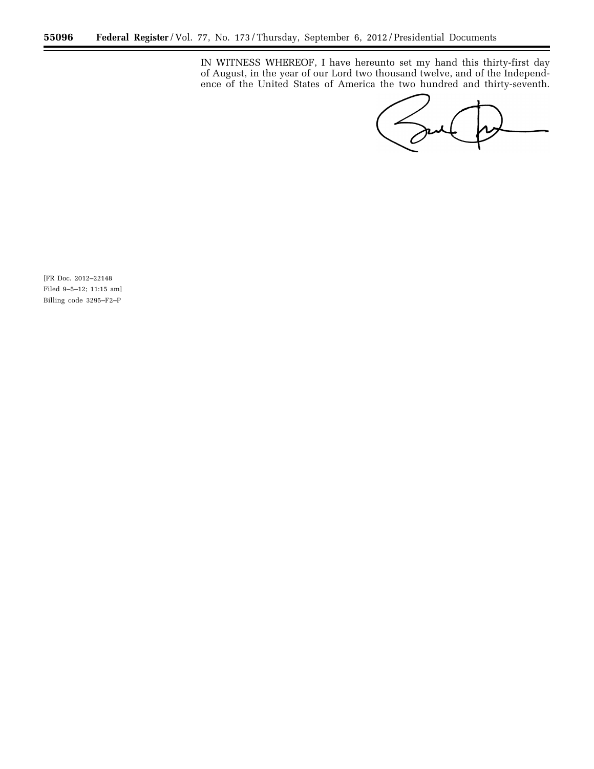IN WITNESS WHEREOF, I have hereunto set my hand this thirty-first day of August, in the year of our Lord two thousand twelve, and of the Independence of the United States of America the two hundred and thirty-seventh.

[FR Doc. 2012–22148

Filed 9–5–12; 11:15 am]

Billing code 3295–F2–P